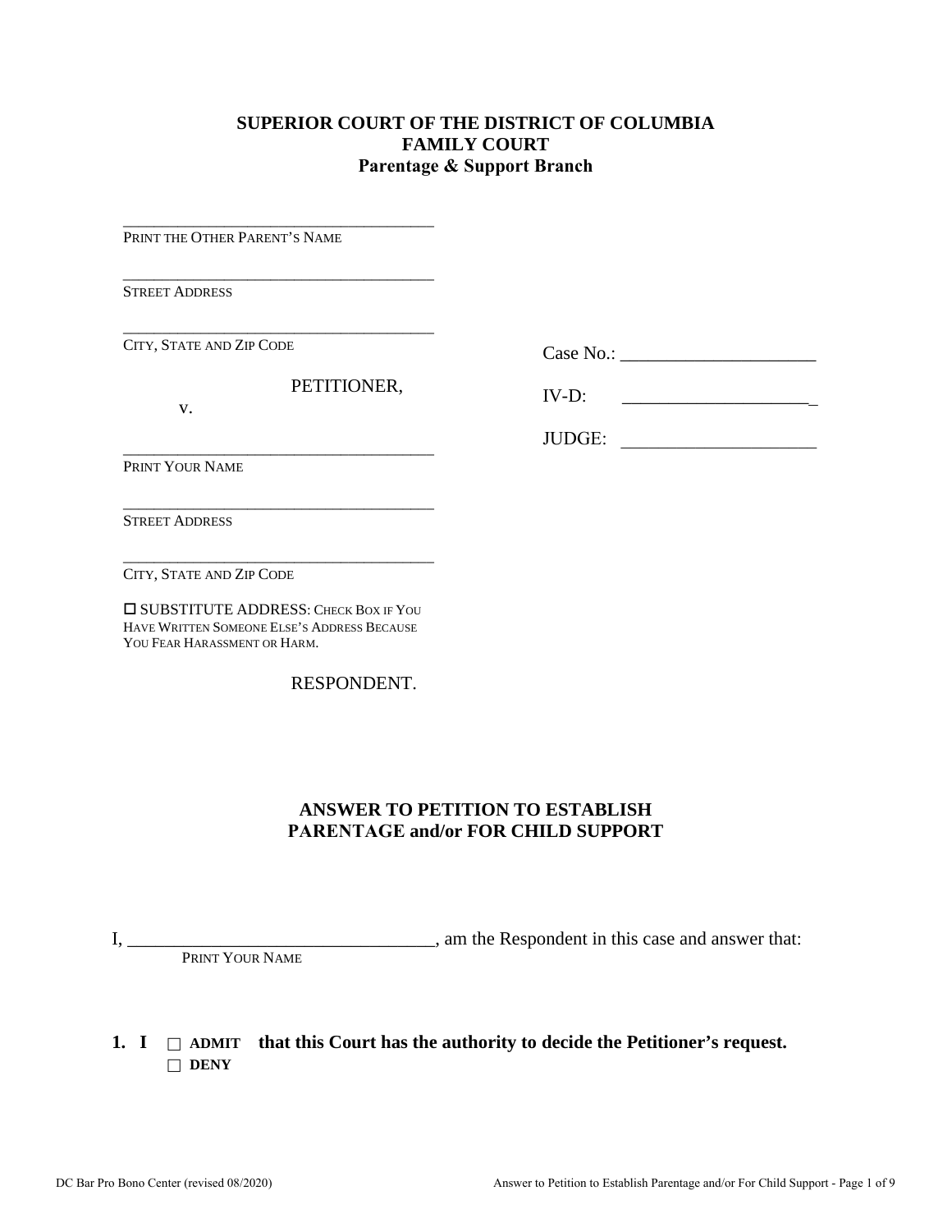**SUPERIOR COURT OF THE DISTRICT OF COLUMBIA**
**FAMILY COURT**
**Parentage & Support Branch**

_____________________________________
PRINT THE OTHER PARENT'S NAME

_____________________________________
STREET ADDRESS

_____________________________________
CITY, STATE AND ZIP CODE

PETITIONER,

v.

_____________________________________
PRINT YOUR NAME

_____________________________________
STREET ADDRESS

_____________________________________
CITY, STATE AND ZIP CODE

☐ SUBSTITUTE ADDRESS: CHECK BOX IF YOU HAVE WRITTEN SOMEONE ELSE'S ADDRESS BECAUSE YOU FEAR HARASSMENT OR HARM.

RESPONDENT.

Case No.: _____________________

IV-D: _____________________

JUDGE: _____________________

**ANSWER TO PETITION TO ESTABLISH PARENTAGE and/or FOR CHILD SUPPORT**

I, _________________________________, am the Respondent in this case and answer that:
PRINT YOUR NAME

**1. I ☐ ADMIT ☐ DENY that this Court has the authority to decide the Petitioner's request.**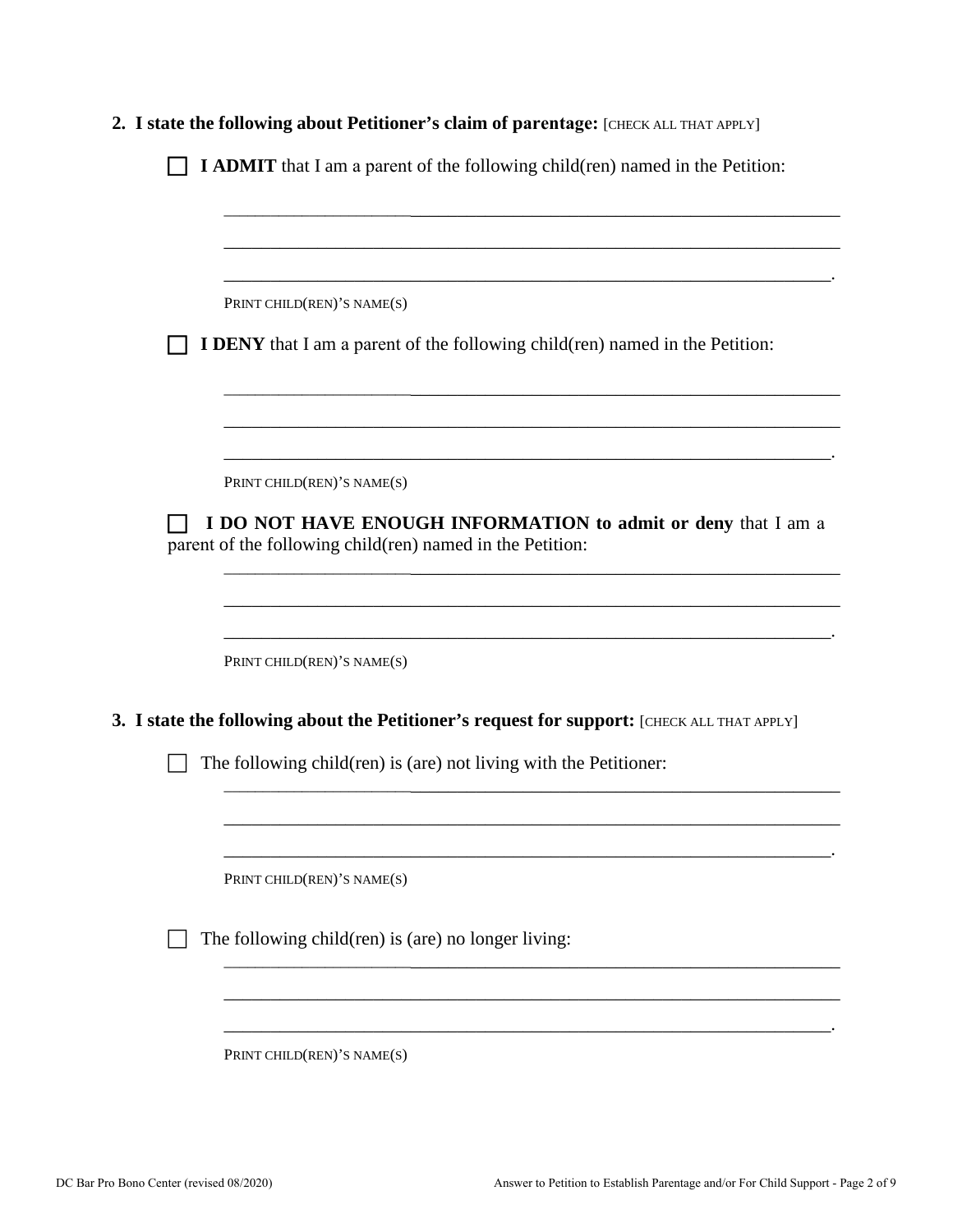**2. I state the following about Petitioner's claim of parentage:** [CHECK ALL THAT APPLY]

☐ **I ADMIT** that I am a parent of the following child(ren) named in the Petition:

_______________________________________________________________

_______________________________________________________________

______________________________________________________________.

PRINT CHILD(REN)'S NAME(S)

☐ **I DENY** that I am a parent of the following child(ren) named in the Petition:

_______________________________________________________________

_______________________________________________________________

______________________________________________________________.

PRINT CHILD(REN)'S NAME(S)

☐ **I DO NOT HAVE ENOUGH INFORMATION to admit or deny** that I am a parent of the following child(ren) named in the Petition:

_______________________________________________________________

_______________________________________________________________

______________________________________________________________.

PRINT CHILD(REN)'S NAME(S)

**3. I state the following about the Petitioner's request for support:** [CHECK ALL THAT APPLY]

☐ The following child(ren) is (are) not living with the Petitioner:

_______________________________________________________________

_______________________________________________________________

______________________________________________________________.

PRINT CHILD(REN)'S NAME(S)

☐ The following child(ren) is (are) no longer living:

_______________________________________________________________

_______________________________________________________________

______________________________________________________________.

PRINT CHILD(REN)'S NAME(S)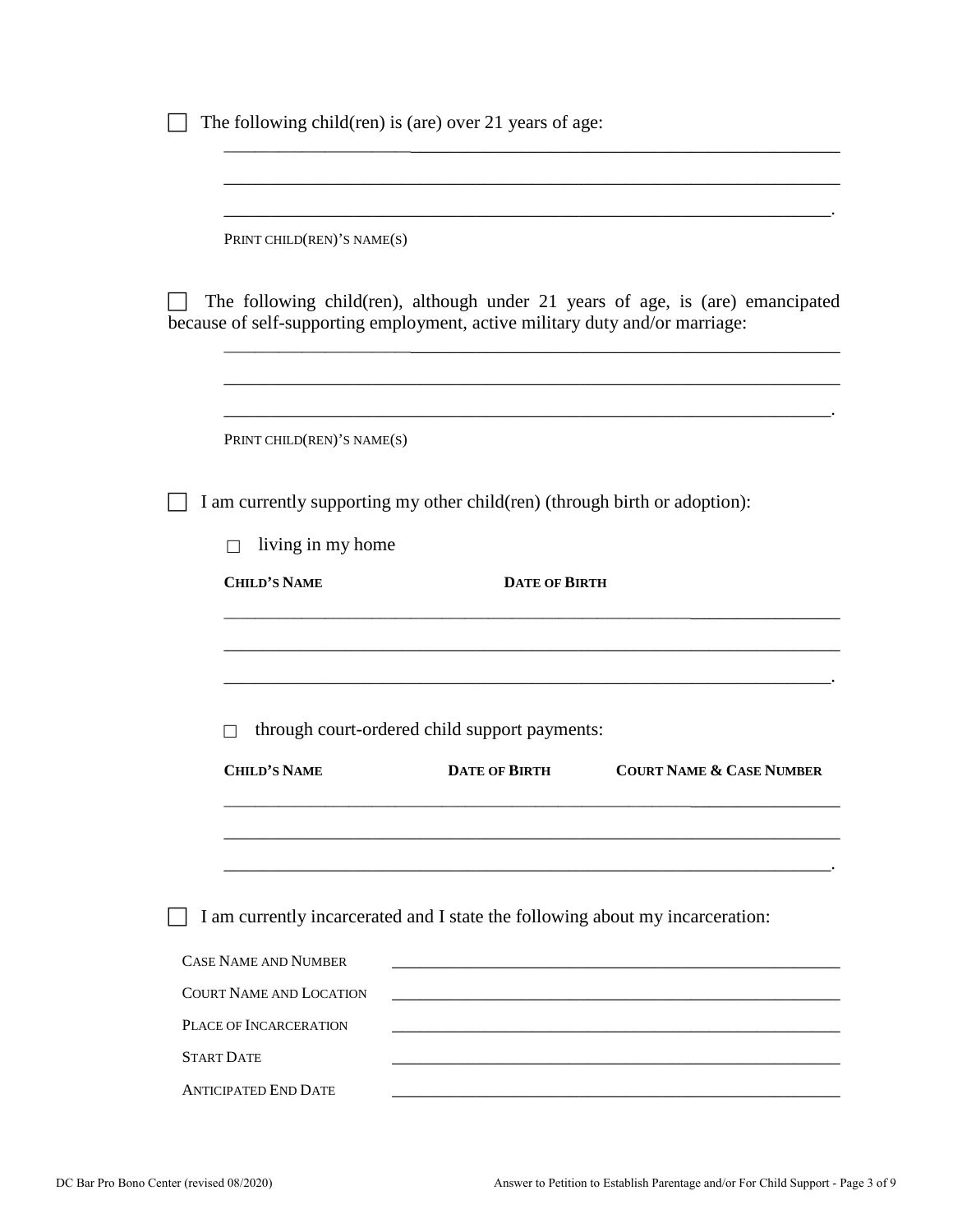☐ The following child(ren) is (are) over 21 years of age:

______________________________________________________________________

______________________________________________________________________

_____________________________________________________________________.

PRINT CHILD(REN)'S NAME(S)

☐ The following child(ren), although under 21 years of age, is (are) emancipated because of self-supporting employment, active military duty and/or marriage:

______________________________________________________________________

______________________________________________________________________

_____________________________________________________________________.

PRINT CHILD(REN)'S NAME(S)

☐ I am currently supporting my other child(ren) (through birth or adoption):

☐ living in my home

**CHILD'S NAME** **DATE OF BIRTH**

______________________________________________________________________

______________________________________________________________________

_____________________________________________________________________.

☐ through court-ordered child support payments:

**CHILD'S NAME** **DATE OF BIRTH** **COURT NAME & CASE NUMBER**

______________________________________________________________________

______________________________________________________________________

_____________________________________________________________________.

☐ I am currently incarcerated and I state the following about my incarceration:

CASE NAME AND NUMBER ______________________________________________________

COURT NAME AND LOCATION ______________________________________________________

PLACE OF INCARCERATION ______________________________________________________

START DATE ______________________________________________________

ANTICIPATED END DATE ______________________________________________________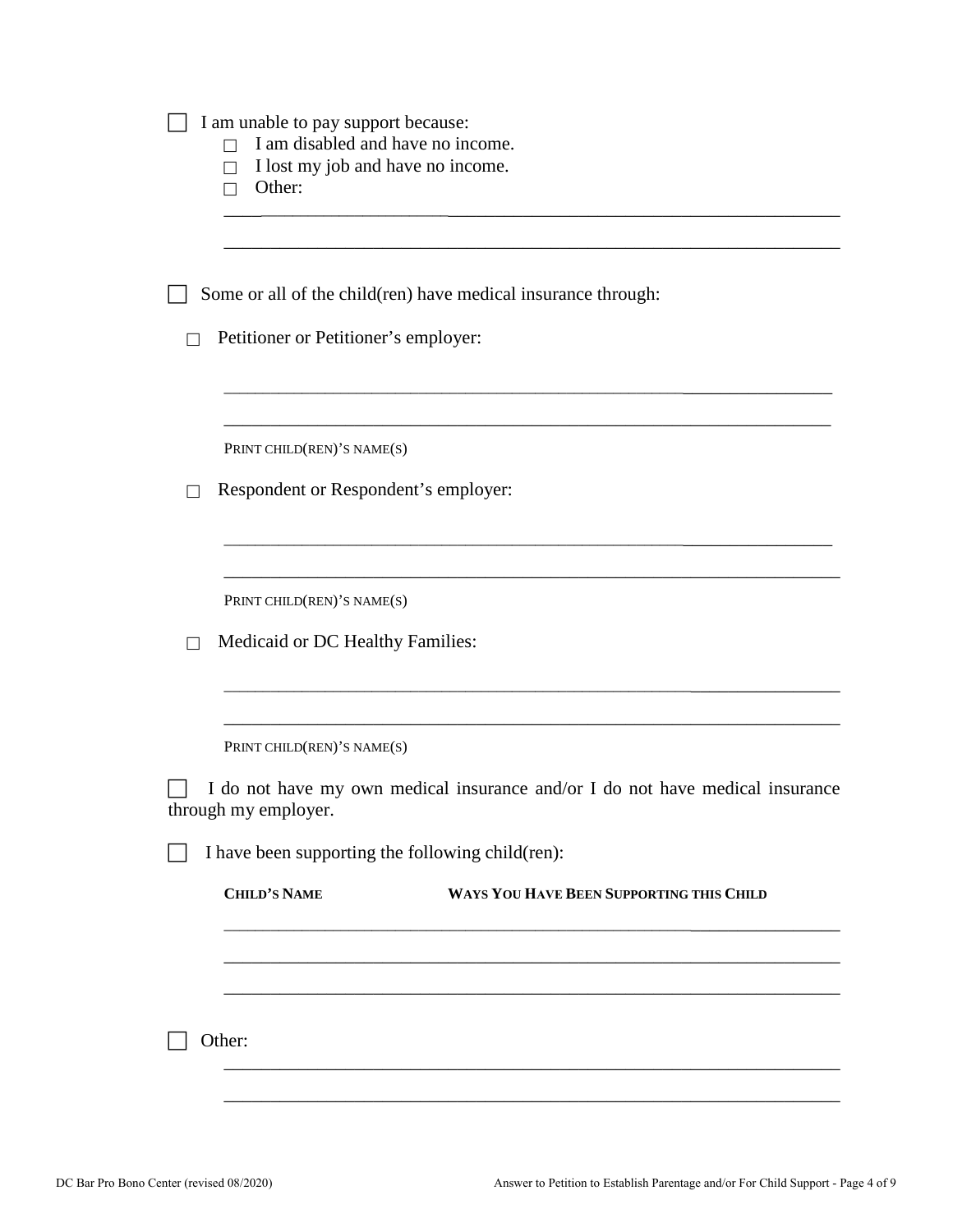☐ I am unable to pay support because:

- ☐ I am disabled and have no income.
- ☐ I lost my job and have no income.
- ☐ Other:

_______________________________________________________________

_______________________________________________________________

☐ Some or all of the child(ren) have medical insurance through:

☐ Petitioner or Petitioner's employer:

_______________________________________________________________

_______________________________________________________________

PRINT CHILD(REN)'S NAME(S)

☐ Respondent or Respondent's employer:

_______________________________________________________________

_______________________________________________________________

PRINT CHILD(REN)'S NAME(S)

☐ Medicaid or DC Healthy Families:

_______________________________________________________________

_______________________________________________________________

PRINT CHILD(REN)'S NAME(S)

☐ I do not have my own medical insurance and/or I do not have medical insurance through my employer.

☐ I have been supporting the following child(ren):

**CHILD'S NAME** **WAYS YOU HAVE BEEN SUPPORTING THIS CHILD**

_______________________________________________________________

_______________________________________________________________

_______________________________________________________________

☐ Other:

_______________________________________________________________

_______________________________________________________________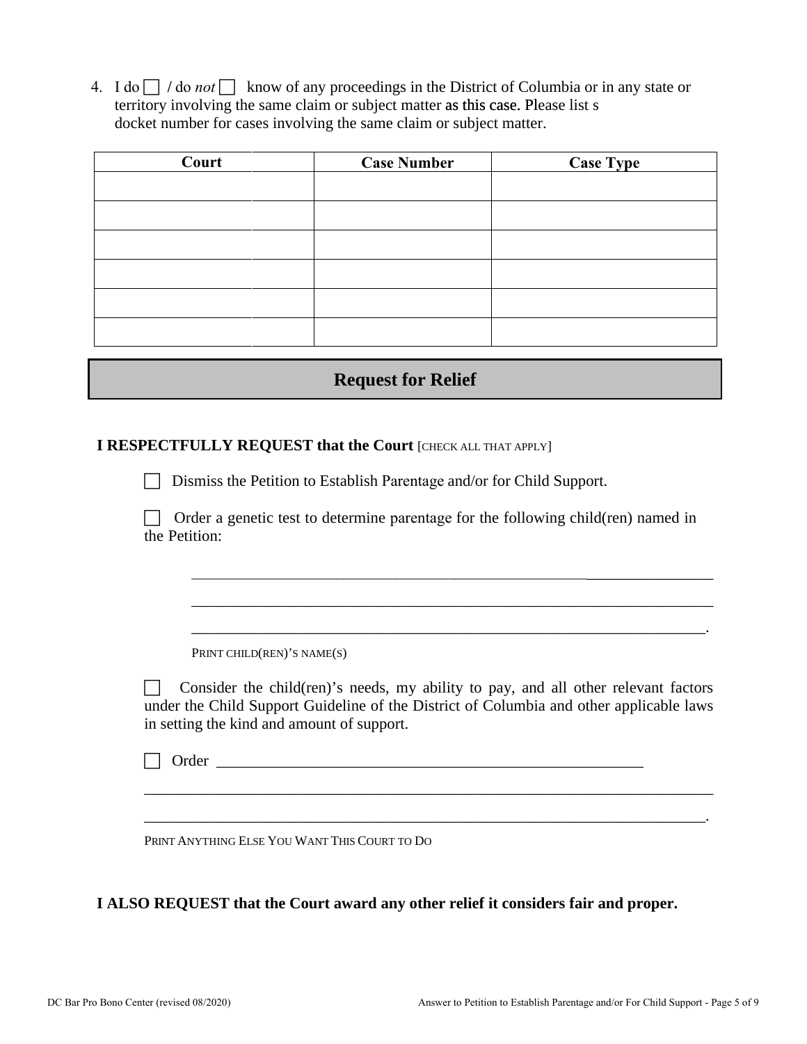4. I do ☐ / do *not* ☐ know of any proceedings in the District of Columbia or in any state or territory involving the same claim or subject matter as this case. Please list s docket number for cases involving the same claim or subject matter.

| Court | Case Number | Case Type |
|---|---|---|
| | | |
| | | |
| | | |
| | | |
| | | |
| | | |

## Request for Relief

**I RESPECTFULLY REQUEST that the Court** [CHECK ALL THAT APPLY]

☐ Dismiss the Petition to Establish Parentage and/or for Child Support.

☐ Order a genetic test to determine parentage for the following child(ren) named in the Petition:

_______________________________________________________________

_______________________________________________________________

_______________________________________________________________.

PRINT CHILD(REN)'S NAME(S)

☐ Consider the child(ren)'s needs, my ability to pay, and all other relevant factors under the Child Support Guideline of the District of Columbia and other applicable laws in setting the kind and amount of support.

☐ Order _______________________________________________________

_______________________________________________________________

_______________________________________________________________.

PRINT ANYTHING ELSE YOU WANT THIS COURT TO DO

**I ALSO REQUEST that the Court award any other relief it considers fair and proper.**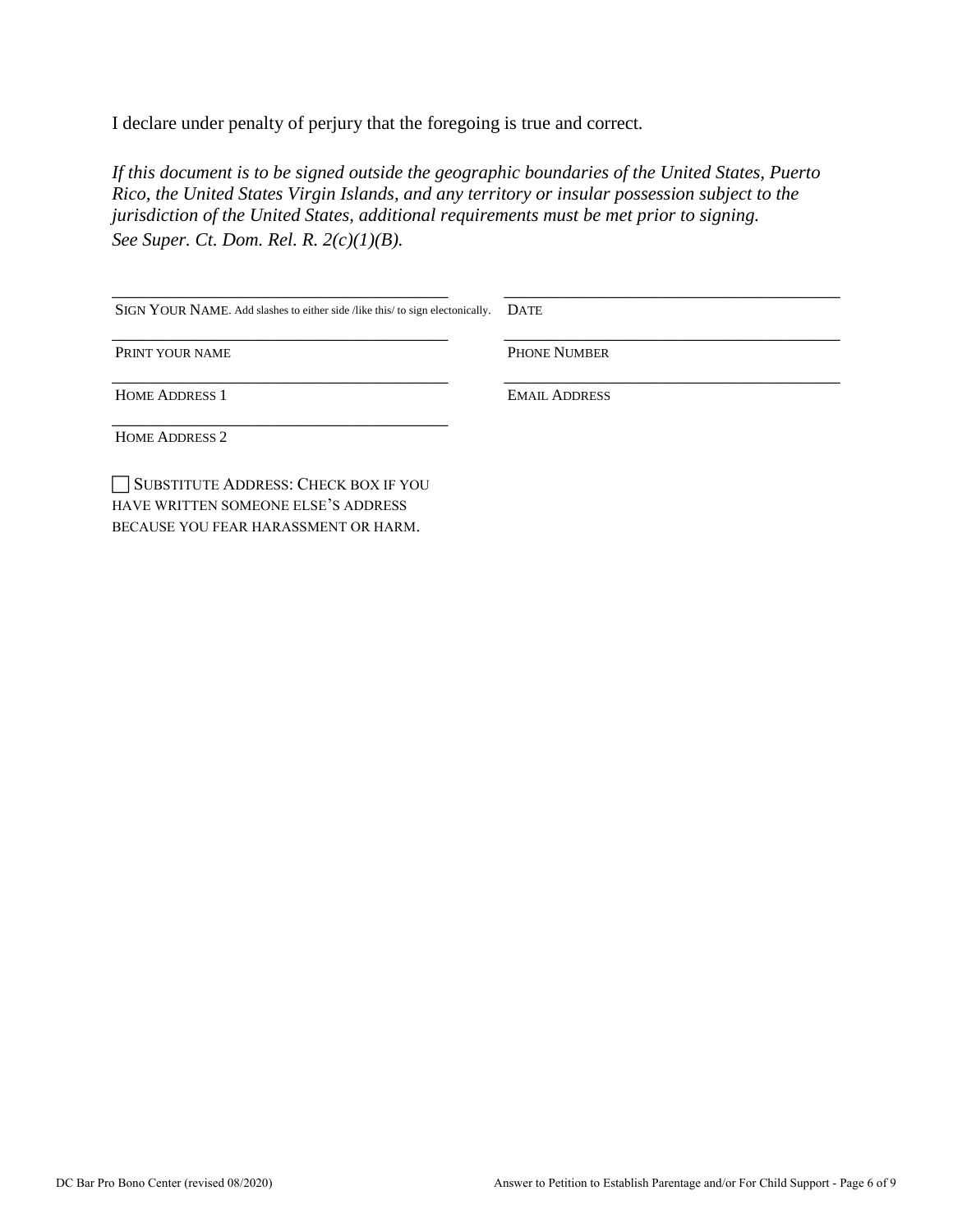I declare under penalty of perjury that the foregoing is true and correct.

*If this document is to be signed outside the geographic boundaries of the United States, Puerto Rico, the United States Virgin Islands, and any territory or insular possession subject to the jurisdiction of the United States, additional requirements must be met prior to signing. See Super. Ct. Dom. Rel. R. 2(c)(1)(B).*

| | |
|---|---|
| ______________________________ | ______________________________ |
| SIGN YOUR NAME. Add slashes to either side /like this/ to sign electonically. | DATE |
| ______________________________ | ______________________________ |
| PRINT YOUR NAME | PHONE NUMBER |
| ______________________________ | ______________________________ |
| HOME ADDRESS 1 | EMAIL ADDRESS |
| ______________________________ | |
| HOME ADDRESS 2 | |

☐ SUBSTITUTE ADDRESS: CHECK BOX IF YOU HAVE WRITTEN SOMEONE ELSE'S ADDRESS BECAUSE YOU FEAR HARASSMENT OR HARM.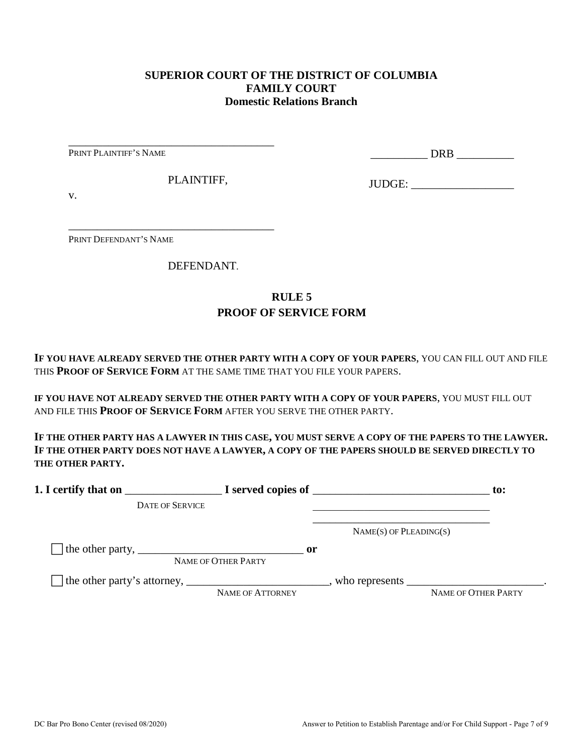**SUPERIOR COURT OF THE DISTRICT OF COLUMBIA**
**FAMILY COURT**
**Domestic Relations Branch**

_____________________________________
PRINT PLAINTIFF'S NAME

PLAINTIFF,

v.

_____________________________________
PRINT DEFENDANT'S NAME

DEFENDANT.

__________ DRB __________

JUDGE: __________________

## RULE 5
## PROOF OF SERVICE FORM

**IF YOU HAVE ALREADY SERVED THE OTHER PARTY WITH A COPY OF YOUR PAPERS**, YOU CAN FILL OUT AND FILE THIS **PROOF OF SERVICE FORM** AT THE SAME TIME THAT YOU FILE YOUR PAPERS.

**IF YOU HAVE NOT ALREADY SERVED THE OTHER PARTY WITH A COPY OF YOUR PAPERS**, YOU MUST FILL OUT AND FILE THIS **PROOF OF SERVICE FORM** AFTER YOU SERVE THE OTHER PARTY.

**IF THE OTHER PARTY HAS A LAWYER IN THIS CASE, YOU MUST SERVE A COPY OF THE PAPERS TO THE LAWYER. IF THE OTHER PARTY DOES NOT HAVE A LAWYER, A COPY OF THE PAPERS SHOULD BE SERVED DIRECTLY TO THE OTHER PARTY.**

**1. I certify that on** _________________ **I served copies of** _______________________________ **to:**
DATE OF SERVICE
_______________________________
_______________________________
NAME(S) OF PLEADING(S)

☐ the other party, ______________________________ **or**
NAME OF OTHER PARTY

☐ the other party's attorney, _________________________, who represents ________________________.
NAME OF ATTORNEY NAME OF OTHER PARTY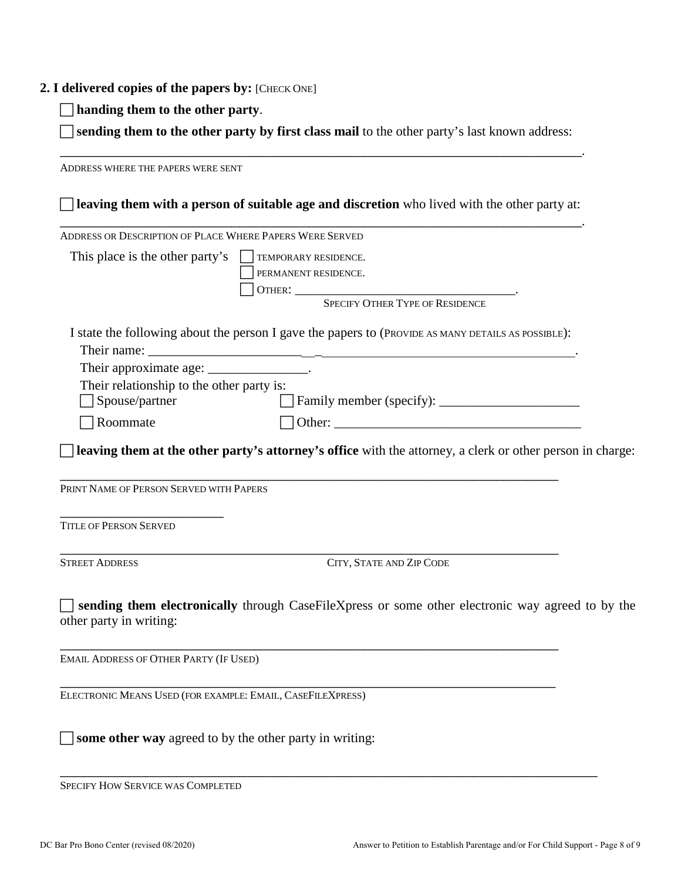**2. I delivered copies of the papers by:** [CHECK ONE]

☐ **handing them to the other party**.

☐ **sending them to the other party by first class mail** to the other party's last known address:

______________________________________________________________________________.
ADDRESS WHERE THE PAPERS WERE SENT

☐ **leaving them with a person of suitable age and discretion** who lived with the other party at:

______________________________________________________________________________.
ADDRESS OR DESCRIPTION OF PLACE WHERE PAPERS WERE SERVED

This place is the other party's ☐ TEMPORARY RESIDENCE.
☐ PERMANENT RESIDENCE.
☐ OTHER: ___________________________________.
SPECIFY OTHER TYPE OF RESIDENCE

I state the following about the person I gave the papers to (PROVIDE AS MANY DETAILS AS POSSIBLE):

Their name: ______________________________________________________________.

Their approximate age: _______________.

Their relationship to the other party is:

☐ Spouse/partner ☐ Family member (specify): _____________________

☐ Roommate ☐ Other: ______________________________________

☐ **leaving them at the other party's attorney's office** with the attorney, a clerk or other person in charge:

______________________________________________________________________________
PRINT NAME OF PERSON SERVED WITH PAPERS

_________________________
TITLE OF PERSON SERVED

______________________________________________________________________________
STREET ADDRESS CITY, STATE AND ZIP CODE

☐ **sending them electronically** through CaseFileXpress or some other electronic way agreed to by the other party in writing:

______________________________________________________________________________
EMAIL ADDRESS OF OTHER PARTY (IF USED)

______________________________________________________________________________
ELECTRONIC MEANS USED (FOR EXAMPLE: EMAIL, CASEFILEXPRESS)

☐ **some other way** agreed to by the other party in writing:

______________________________________________________________________________
SPECIFY HOW SERVICE WAS COMPLETED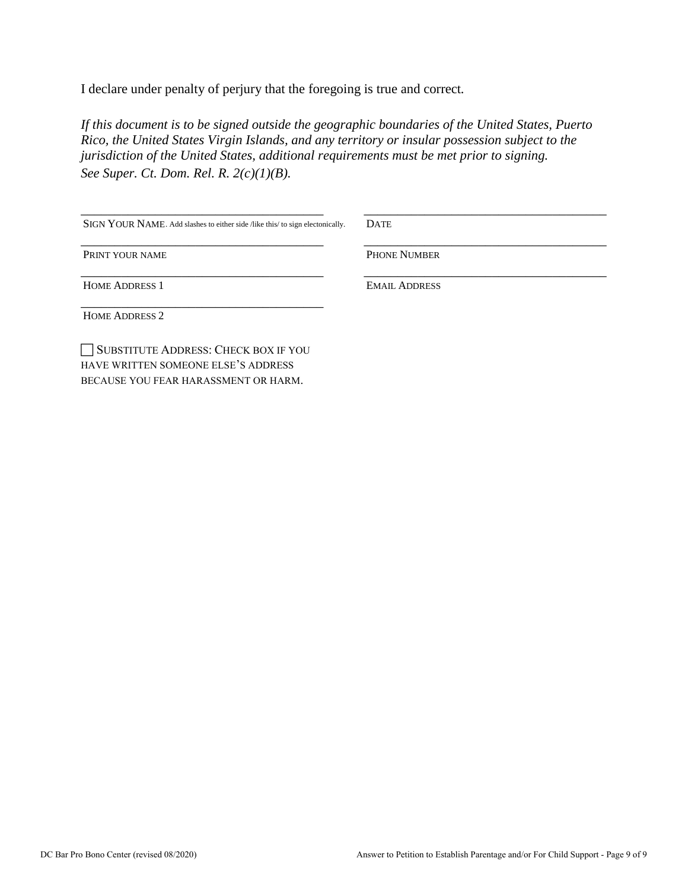I declare under penalty of perjury that the foregoing is true and correct.

*If this document is to be signed outside the geographic boundaries of the United States, Puerto Rico, the United States Virgin Islands, and any territory or insular possession subject to the jurisdiction of the United States, additional requirements must be met prior to signing. See Super. Ct. Dom. Rel. R. 2(c)(1)(B).*

| | |
|---|---|
| ______________________________________ | ______________________________________ |
| SIGN YOUR NAME. Add slashes to either side /like this/ to sign electonically. | DATE |
| ______________________________________ | ______________________________________ |
| PRINT YOUR NAME | PHONE NUMBER |
| ______________________________________ | ______________________________________ |
| HOME ADDRESS 1 | EMAIL ADDRESS |
| ______________________________________ | |
| HOME ADDRESS 2 | |

☐ SUBSTITUTE ADDRESS: CHECK BOX IF YOU HAVE WRITTEN SOMEONE ELSE'S ADDRESS BECAUSE YOU FEAR HARASSMENT OR HARM.